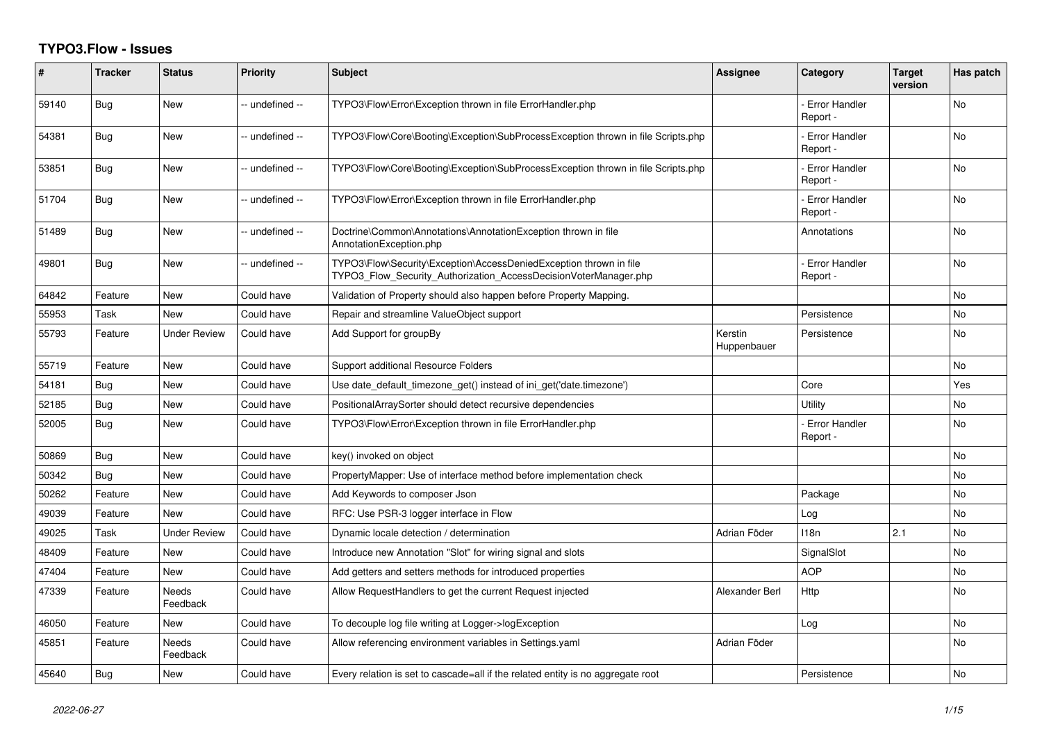# TYPO3.Flow - Issues

| # | Tracker | Status | Priority | Subject | Assignee | Category | Target version | Has patch |
|---|---|---|---|---|---|---|---|---|
| 59140 | Bug | New | -- undefined -- | TYPO3\Flow\Error\Exception thrown in file ErrorHandler.php | | - Error Handler Report - | | No |
| 54381 | Bug | New | -- undefined -- | TYPO3\Flow\Core\Booting\Exception\SubProcessException thrown in file Scripts.php | | - Error Handler Report - | | No |
| 53851 | Bug | New | -- undefined -- | TYPO3\Flow\Core\Booting\Exception\SubProcessException thrown in file Scripts.php | | - Error Handler Report - | | No |
| 51704 | Bug | New | -- undefined -- | TYPO3\Flow\Error\Exception thrown in file ErrorHandler.php | | - Error Handler Report - | | No |
| 51489 | Bug | New | -- undefined -- | Doctrine\Common\Annotations\AnnotationException thrown in file AnnotationException.php | | Annotations | | No |
| 49801 | Bug | New | -- undefined -- | TYPO3\Flow\Security\Exception\AccessDeniedException thrown in file TYPO3_Flow_Security_Authorization_AccessDecisionVoterManager.php | | - Error Handler Report - | | No |
| 64842 | Feature | New | Could have | Validation of Property should also happen before Property Mapping. | | | | No |
| 55953 | Task | New | Could have | Repair and streamline ValueObject support | | Persistence | | No |
| 55793 | Feature | Under Review | Could have | Add Support for groupBy | Kerstin Huppenbauer | Persistence | | No |
| 55719 | Feature | New | Could have | Support additional Resource Folders | | | | No |
| 54181 | Bug | New | Could have | Use date_default_timezone_get() instead of ini_get('date.timezone') | | Core | | Yes |
| 52185 | Bug | New | Could have | PositionalArraySorter should detect recursive dependencies | | Utility | | No |
| 52005 | Bug | New | Could have | TYPO3\Flow\Error\Exception thrown in file ErrorHandler.php | | - Error Handler Report - | | No |
| 50869 | Bug | New | Could have | key() invoked on object | | | | No |
| 50342 | Bug | New | Could have | PropertyMapper: Use of interface method before implementation check | | | | No |
| 50262 | Feature | New | Could have | Add Keywords to composer Json | | Package | | No |
| 49039 | Feature | New | Could have | RFC: Use PSR-3 logger interface in Flow | | Log | | No |
| 49025 | Task | Under Review | Could have | Dynamic locale detection / determination | Adrian Föder | I18n | 2.1 | No |
| 48409 | Feature | New | Could have | Introduce new Annotation "Slot" for wiring signal and slots | | SignalSlot | | No |
| 47404 | Feature | New | Could have | Add getters and setters methods for introduced properties | | AOP | | No |
| 47339 | Feature | Needs Feedback | Could have | Allow RequestHandlers to get the current Request injected | Alexander Berl | Http | | No |
| 46050 | Feature | New | Could have | To decouple log file writing at Logger->logException | | Log | | No |
| 45851 | Feature | Needs Feedback | Could have | Allow referencing environment variables in Settings.yaml | Adrian Föder | | | No |
| 45640 | Bug | New | Could have | Every relation is set to cascade=all if the related entity is no aggregate root | | Persistence | | No |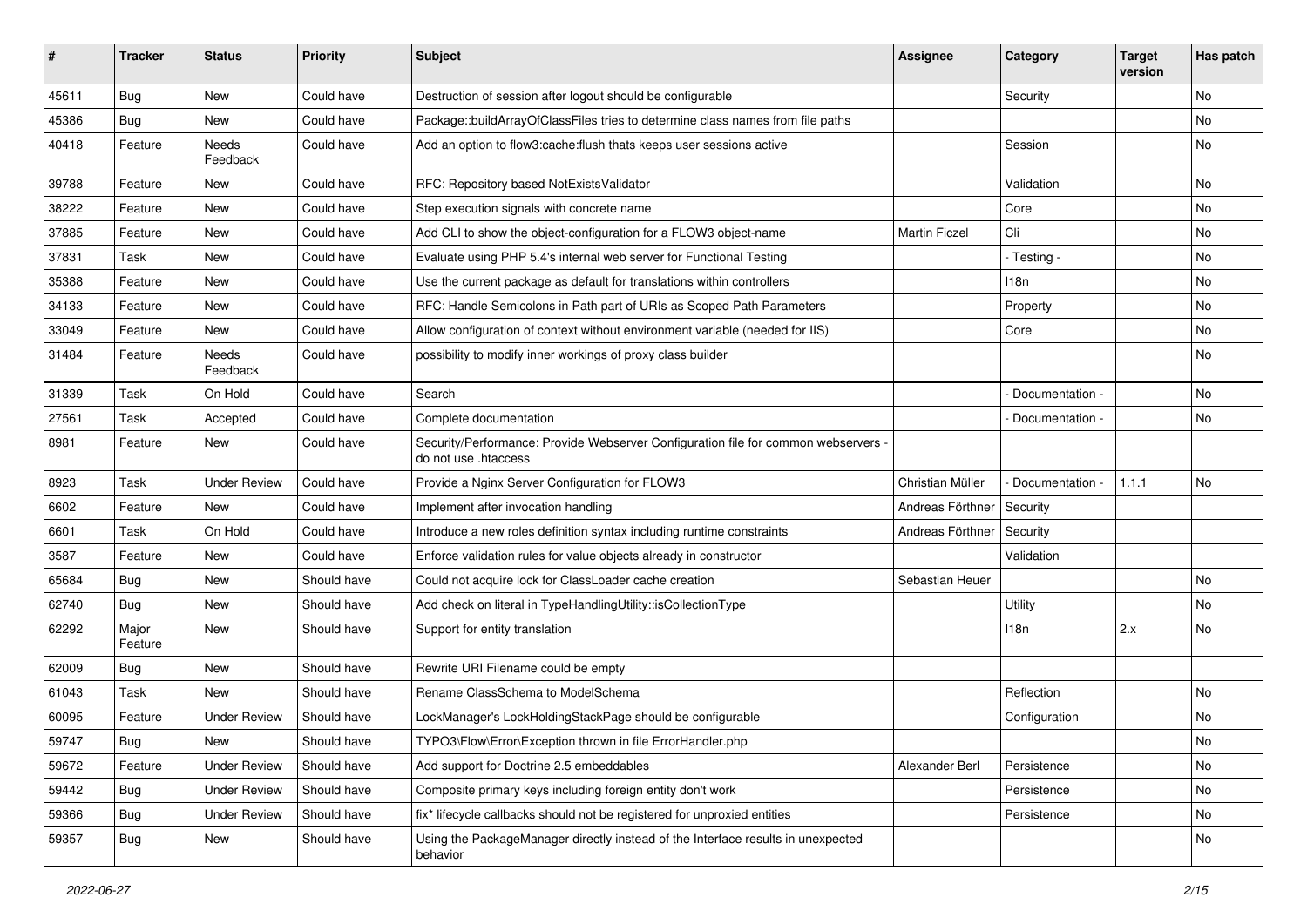| # | Tracker | Status | Priority | Subject | Assignee | Category | Target version | Has patch |
|---|---|---|---|---|---|---|---|---|
| 45611 | Bug | New | Could have | Destruction of session after logout should be configurable | | Security | | No |
| 45386 | Bug | New | Could have | Package::buildArrayOfClassFiles tries to determine class names from file paths | | | | No |
| 40418 | Feature | Needs Feedback | Could have | Add an option to flow3:cache:flush thats keeps user sessions active | | Session | | No |
| 39788 | Feature | New | Could have | RFC: Repository based NotExistsValidator | | Validation | | No |
| 38222 | Feature | New | Could have | Step execution signals with concrete name | | Core | | No |
| 37885 | Feature | New | Could have | Add CLI to show the object-configuration for a FLOW3 object-name | Martin Ficzel | Cli | | No |
| 37831 | Task | New | Could have | Evaluate using PHP 5.4's internal web server for Functional Testing | | - Testing - | | No |
| 35388 | Feature | New | Could have | Use the current package as default for translations within controllers | | I18n | | No |
| 34133 | Feature | New | Could have | RFC: Handle Semicolons in Path part of URIs as Scoped Path Parameters | | Property | | No |
| 33049 | Feature | New | Could have | Allow configuration of context without environment variable (needed for IIS) | | Core | | No |
| 31484 | Feature | Needs Feedback | Could have | possibility to modify inner workings of proxy class builder | | | | No |
| 31339 | Task | On Hold | Could have | Search | | - Documentation - | | No |
| 27561 | Task | Accepted | Could have | Complete documentation | | - Documentation - | | No |
| 8981 | Feature | New | Could have | Security/Performance: Provide Webserver Configuration file for common webservers - do not use .htaccess | | | | |
| 8923 | Task | Under Review | Could have | Provide a Nginx Server Configuration for FLOW3 | Christian Müller | - Documentation - | 1.1.1 | No |
| 6602 | Feature | New | Could have | Implement after invocation handling | Andreas Förthner | Security | | |
| 6601 | Task | On Hold | Could have | Introduce a new roles definition syntax including runtime constraints | Andreas Förthner | Security | | |
| 3587 | Feature | New | Could have | Enforce validation rules for value objects already in constructor | | Validation | | |
| 65684 | Bug | New | Should have | Could not acquire lock for ClassLoader cache creation | Sebastian Heuer | | | No |
| 62740 | Bug | New | Should have | Add check on literal in TypeHandlingUtility::isCollectionType | | Utility | | No |
| 62292 | Major Feature | New | Should have | Support for entity translation | | I18n | 2.x | No |
| 62009 | Bug | New | Should have | Rewrite URI Filename could be empty | | | | |
| 61043 | Task | New | Should have | Rename ClassSchema to ModelSchema | | Reflection | | No |
| 60095 | Feature | Under Review | Should have | LockManager's LockHoldingStackPage should be configurable | | Configuration | | No |
| 59747 | Bug | New | Should have | TYPO3\Flow\Error\Exception thrown in file ErrorHandler.php | | | | No |
| 59672 | Feature | Under Review | Should have | Add support for Doctrine 2.5 embeddables | Alexander Berl | Persistence | | No |
| 59442 | Bug | Under Review | Should have | Composite primary keys including foreign entity don't work | | Persistence | | No |
| 59366 | Bug | Under Review | Should have | fix* lifecycle callbacks should not be registered for unproxied entities | | Persistence | | No |
| 59357 | Bug | New | Should have | Using the PackageManager directly instead of the Interface results in unexpected behavior | | | | No |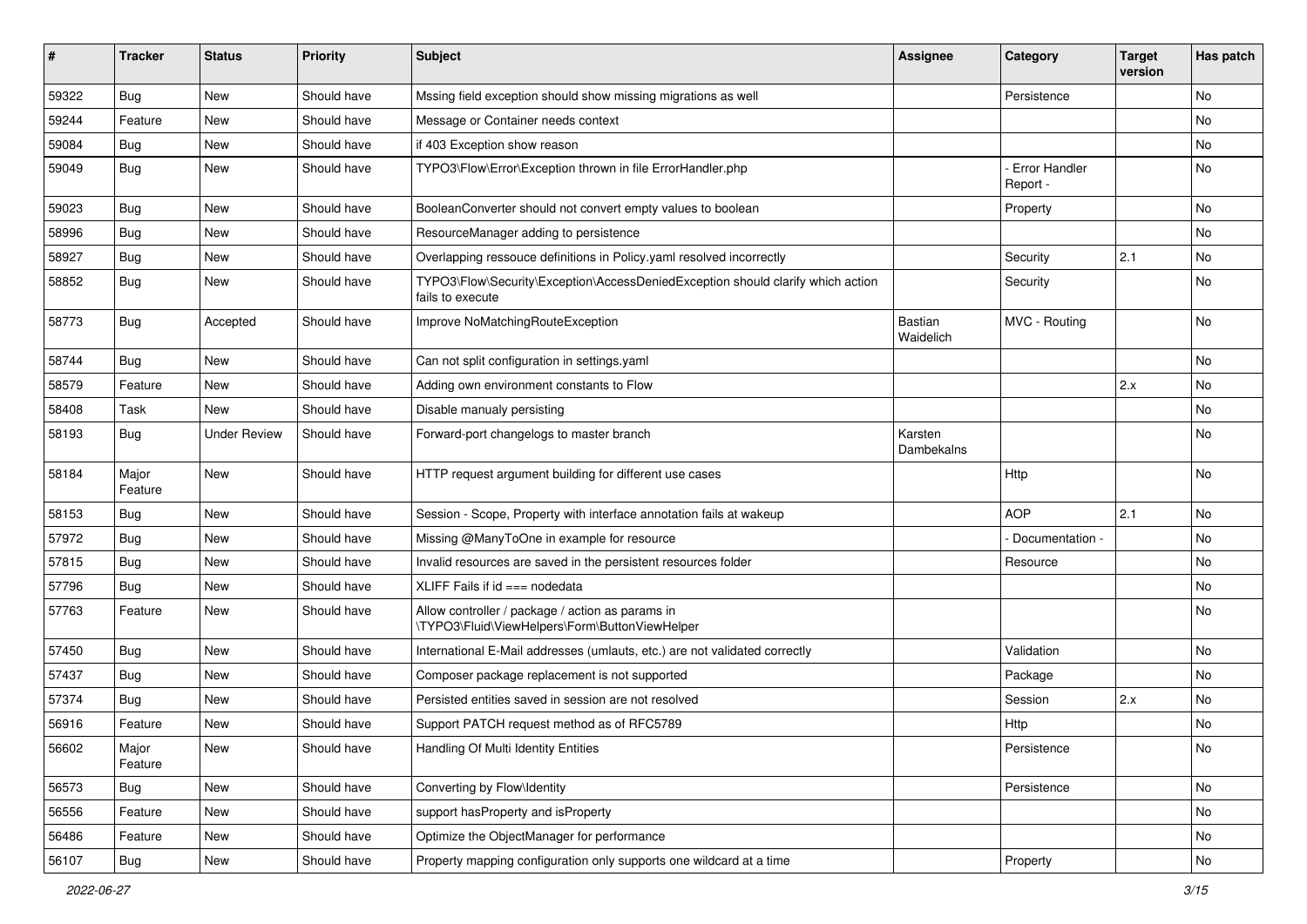| # | Tracker | Status | Priority | Subject | Assignee | Category | Target version | Has patch |
|---|---|---|---|---|---|---|---|---|
| 59322 | Bug | New | Should have | Mssing field exception should show missing migrations as well |  | Persistence |  | No |
| 59244 | Feature | New | Should have | Message or Container needs context |  |  |  | No |
| 59084 | Bug | New | Should have | if 403 Exception show reason |  |  |  | No |
| 59049 | Bug | New | Should have | TYPO3\Flow\Error\Exception thrown in file ErrorHandler.php |  | - Error Handler Report - |  | No |
| 59023 | Bug | New | Should have | BooleanConverter should not convert empty values to boolean |  | Property |  | No |
| 58996 | Bug | New | Should have | ResourceManager adding to persistence |  |  |  | No |
| 58927 | Bug | New | Should have | Overlapping ressouce definitions in Policy.yaml resolved incorrectly |  | Security | 2.1 | No |
| 58852 | Bug | New | Should have | TYPO3\Flow\Security\Exception\AccessDeniedException should clarify which action fails to execute |  | Security |  | No |
| 58773 | Bug | Accepted | Should have | Improve NoMatchingRouteException | Bastian Waidelich | MVC - Routing |  | No |
| 58744 | Bug | New | Should have | Can not split configuration in settings.yaml |  |  |  | No |
| 58579 | Feature | New | Should have | Adding own environment constants to Flow |  |  | 2.x | No |
| 58408 | Task | New | Should have | Disable manualy persisting |  |  |  | No |
| 58193 | Bug | Under Review | Should have | Forward-port changelogs to master branch | Karsten Dambekalns |  |  | No |
| 58184 | Major Feature | New | Should have | HTTP request argument building for different use cases |  | Http |  | No |
| 58153 | Bug | New | Should have | Session - Scope, Property with interface annotation fails at wakeup |  | AOP | 2.1 | No |
| 57972 | Bug | New | Should have | Missing @ManyToOne in example for resource |  | - Documentation - |  | No |
| 57815 | Bug | New | Should have | Invalid resources are saved in the persistent resources folder |  | Resource |  | No |
| 57796 | Bug | New | Should have | XLIFF Fails if id === nodedata |  |  |  | No |
| 57763 | Feature | New | Should have | Allow controller / package / action as params in \TYPO3\Fluid\ViewHelpers\Form\ButtonViewHelper |  |  |  | No |
| 57450 | Bug | New | Should have | International E-Mail addresses (umlauts, etc.) are not validated correctly |  | Validation |  | No |
| 57437 | Bug | New | Should have | Composer package replacement is not supported |  | Package |  | No |
| 57374 | Bug | New | Should have | Persisted entities saved in session are not resolved |  | Session | 2.x | No |
| 56916 | Feature | New | Should have | Support PATCH request method as of RFC5789 |  | Http |  | No |
| 56602 | Major Feature | New | Should have | Handling Of Multi Identity Entities |  | Persistence |  | No |
| 56573 | Bug | New | Should have | Converting by Flow\Identity |  | Persistence |  | No |
| 56556 | Feature | New | Should have | support hasProperty and isProperty |  |  |  | No |
| 56486 | Feature | New | Should have | Optimize the ObjectManager for performance |  |  |  | No |
| 56107 | Bug | New | Should have | Property mapping configuration only supports one wildcard at a time |  | Property |  | No |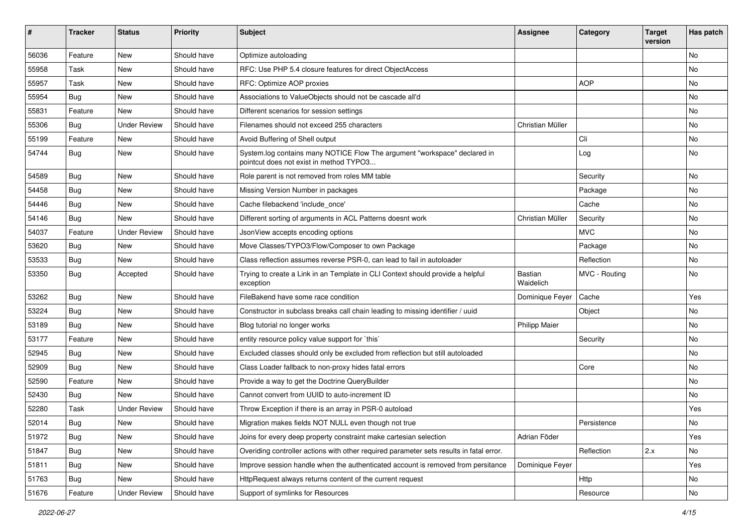| # | Tracker | Status | Priority | Subject | Assignee | Category | Target version | Has patch |
|---|---|---|---|---|---|---|---|---|
| 56036 | Feature | New | Should have | Optimize autoloading | | | | No |
| 55958 | Task | New | Should have | RFC: Use PHP 5.4 closure features for direct ObjectAccess | | | | No |
| 55957 | Task | New | Should have | RFC: Optimize AOP proxies | | AOP | | No |
| 55954 | Bug | New | Should have | Associations to ValueObjects should not be cascade all'd | | | | No |
| 55831 | Feature | New | Should have | Different scenarios for session settings | | | | No |
| 55306 | Bug | Under Review | Should have | Filenames should not exceed 255 characters | Christian Müller | | | No |
| 55199 | Feature | New | Should have | Avoid Buffering of Shell output | | Cli | | No |
| 54744 | Bug | New | Should have | System.log contains many NOTICE Flow The argument "workspace" declared in pointcut does not exist in method TYPO3... | | Log | | No |
| 54589 | Bug | New | Should have | Role parent is not removed from roles MM table | | Security | | No |
| 54458 | Bug | New | Should have | Missing Version Number in packages | | Package | | No |
| 54446 | Bug | New | Should have | Cache filebackend 'include_once' | | Cache | | No |
| 54146 | Bug | New | Should have | Different sorting of arguments in ACL Patterns doesnt work | Christian Müller | Security | | No |
| 54037 | Feature | Under Review | Should have | JsonView accepts encoding options | | MVC | | No |
| 53620 | Bug | New | Should have | Move Classes/TYPO3/Flow/Composer to own Package | | Package | | No |
| 53533 | Bug | New | Should have | Class reflection assumes reverse PSR-0, can lead to fail in autoloader | | Reflection | | No |
| 53350 | Bug | Accepted | Should have | Trying to create a Link in an Template in CLI Context should provide a helpful exception | Bastian Waidelich | MVC - Routing | | No |
| 53262 | Bug | New | Should have | FileBakend have some race condition | Dominique Feyer | Cache | | Yes |
| 53224 | Bug | New | Should have | Constructor in subclass breaks call chain leading to missing identifier / uuid | | Object | | No |
| 53189 | Bug | New | Should have | Blog tutorial no longer works | Philipp Maier | | | No |
| 53177 | Feature | New | Should have | entity resource policy value support for `this` | | Security | | No |
| 52945 | Bug | New | Should have | Excluded classes should only be excluded from reflection but still autoloaded | | | | No |
| 52909 | Bug | New | Should have | Class Loader fallback to non-proxy hides fatal errors | | Core | | No |
| 52590 | Feature | New | Should have | Provide a way to get the Doctrine QueryBuilder | | | | No |
| 52430 | Bug | New | Should have | Cannot convert from UUID to auto-increment ID | | | | No |
| 52280 | Task | Under Review | Should have | Throw Exception if there is an array in PSR-0 autoload | | | | Yes |
| 52014 | Bug | New | Should have | Migration makes fields NOT NULL even though not true | | Persistence | | No |
| 51972 | Bug | New | Should have | Joins for every deep property constraint make cartesian selection | Adrian Föder | | | Yes |
| 51847 | Bug | New | Should have | Overiding controller actions with other required parameter sets results in fatal error. | | Reflection | 2.x | No |
| 51811 | Bug | New | Should have | Improve session handle when the authenticated account is removed from persitance | Dominique Feyer | | | Yes |
| 51763 | Bug | New | Should have | HttpRequest always returns content of the current request | | Http | | No |
| 51676 | Feature | Under Review | Should have | Support of symlinks for Resources | | Resource | | No |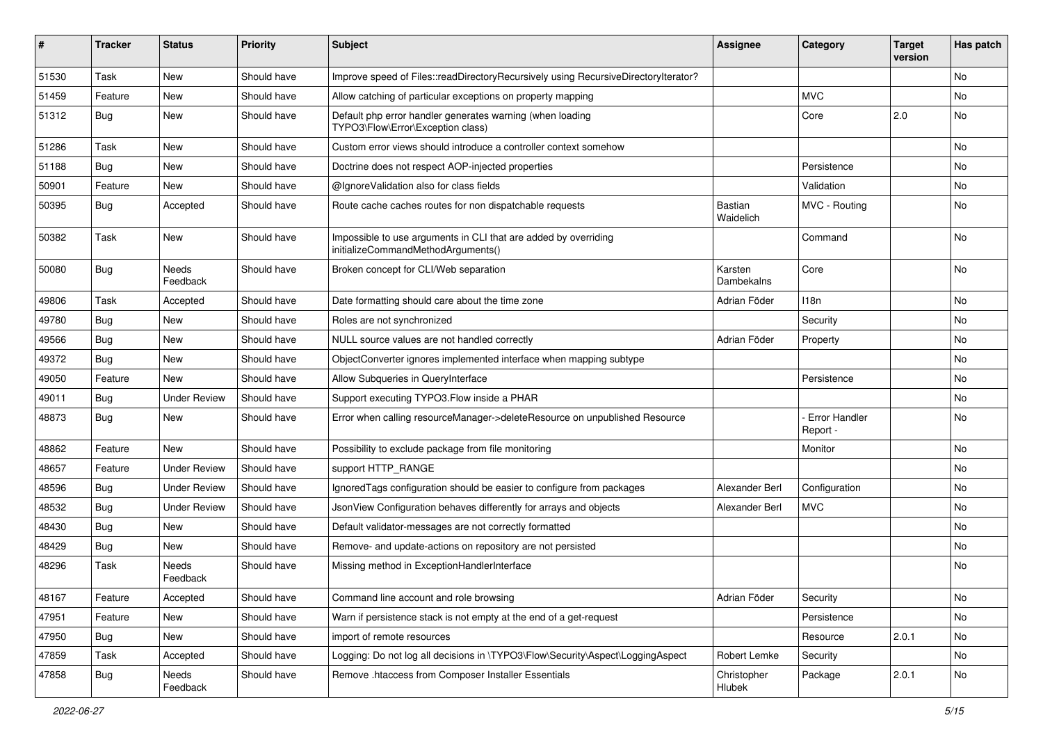| # | Tracker | Status | Priority | Subject | Assignee | Category | Target version | Has patch |
|---|---|---|---|---|---|---|---|---|
| 51530 | Task | New | Should have | Improve speed of Files::readDirectoryRecursively using RecursiveDirectoryIterator? | | | | No |
| 51459 | Feature | New | Should have | Allow catching of particular exceptions on property mapping | | MVC | | No |
| 51312 | Bug | New | Should have | Default php error handler generates warning (when loading TYPO3\Flow\Error\Exception class) | | Core | 2.0 | No |
| 51286 | Task | New | Should have | Custom error views should introduce a controller context somehow | | | | No |
| 51188 | Bug | New | Should have | Doctrine does not respect AOP-injected properties | | Persistence | | No |
| 50901 | Feature | New | Should have | @IgnoreValidation also for class fields | | Validation | | No |
| 50395 | Bug | Accepted | Should have | Route cache caches routes for non dispatchable requests | Bastian Waidelich | MVC - Routing | | No |
| 50382 | Task | New | Should have | Impossible to use arguments in CLI that are added by overriding initializeCommandMethodArguments() | | Command | | No |
| 50080 | Bug | Needs Feedback | Should have | Broken concept for CLI/Web separation | Karsten Dambekalns | Core | | No |
| 49806 | Task | Accepted | Should have | Date formatting should care about the time zone | Adrian Föder | I18n | | No |
| 49780 | Bug | New | Should have | Roles are not synchronized | | Security | | No |
| 49566 | Bug | New | Should have | NULL source values are not handled correctly | Adrian Föder | Property | | No |
| 49372 | Bug | New | Should have | ObjectConverter ignores implemented interface when mapping subtype | | | | No |
| 49050 | Feature | New | Should have | Allow Subqueries in QueryInterface | | Persistence | | No |
| 49011 | Bug | Under Review | Should have | Support executing TYPO3.Flow inside a PHAR | | | | No |
| 48873 | Bug | New | Should have | Error when calling resourceManager->deleteResource on unpublished Resource | | - Error Handler Report - | | No |
| 48862 | Feature | New | Should have | Possibility to exclude package from file monitoring | | Monitor | | No |
| 48657 | Feature | Under Review | Should have | support HTTP_RANGE | | | | No |
| 48596 | Bug | Under Review | Should have | IgnoredTags configuration should be easier to configure from packages | Alexander Berl | Configuration | | No |
| 48532 | Bug | Under Review | Should have | JsonView Configuration behaves differently for arrays and objects | Alexander Berl | MVC | | No |
| 48430 | Bug | New | Should have | Default validator-messages are not correctly formatted | | | | No |
| 48429 | Bug | New | Should have | Remove- and update-actions on repository are not persisted | | | | No |
| 48296 | Task | Needs Feedback | Should have | Missing method in ExceptionHandlerInterface | | | | No |
| 48167 | Feature | Accepted | Should have | Command line account and role browsing | Adrian Föder | Security | | No |
| 47951 | Feature | New | Should have | Warn if persistence stack is not empty at the end of a get-request | | Persistence | | No |
| 47950 | Bug | New | Should have | import of remote resources | | Resource | 2.0.1 | No |
| 47859 | Task | Accepted | Should have | Logging: Do not log all decisions in \TYPO3\Flow\Security\Aspect\LoggingAspect | Robert Lemke | Security | | No |
| 47858 | Bug | Needs Feedback | Should have | Remove .htaccess from Composer Installer Essentials | Christopher Hlubek | Package | 2.0.1 | No |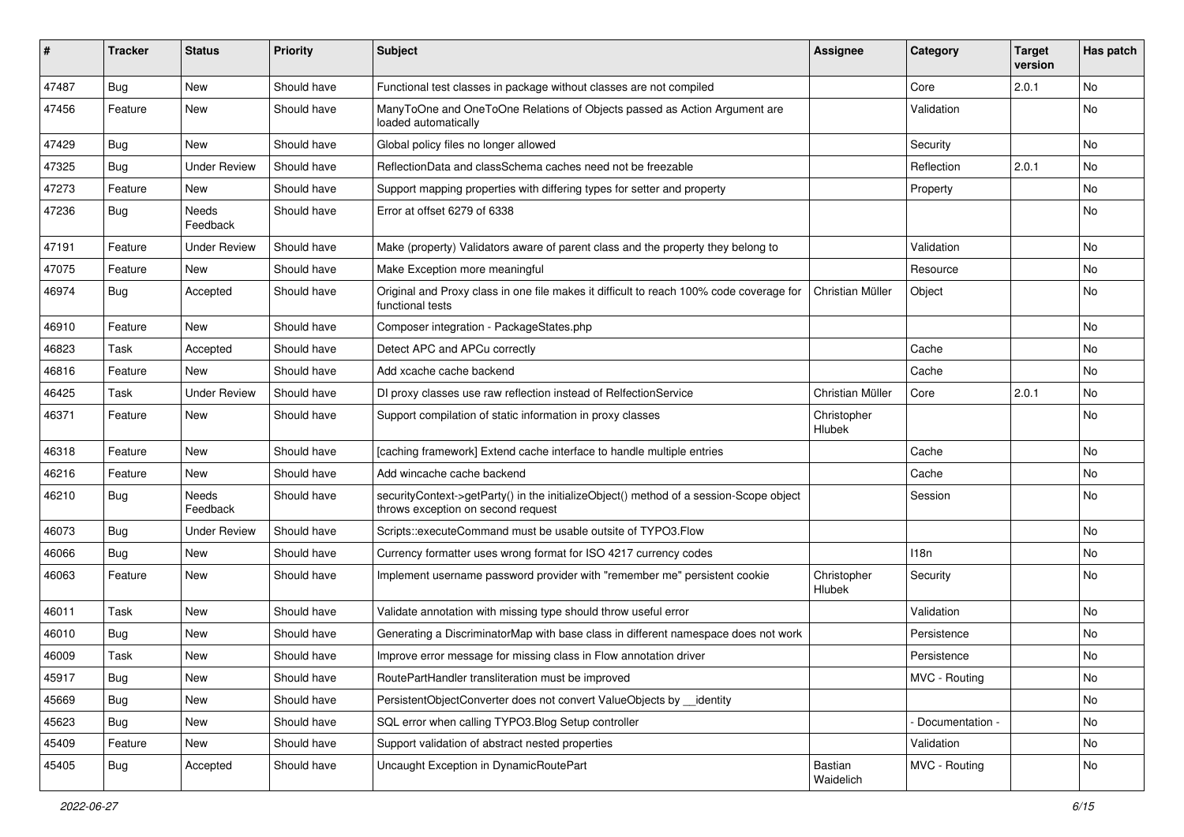| # | Tracker | Status | Priority | Subject | Assignee | Category | Target version | Has patch |
|---|---|---|---|---|---|---|---|---|
| 47487 | Bug | New | Should have | Functional test classes in package without classes are not compiled | | Core | 2.0.1 | No |
| 47456 | Feature | New | Should have | ManyToOne and OneToOne Relations of Objects passed as Action Argument are loaded automatically | | Validation | | No |
| 47429 | Bug | New | Should have | Global policy files no longer allowed | | Security | | No |
| 47325 | Bug | Under Review | Should have | ReflectionData and classSchema caches need not be freezable | | Reflection | 2.0.1 | No |
| 47273 | Feature | New | Should have | Support mapping properties with differing types for setter and property | | Property | | No |
| 47236 | Bug | Needs Feedback | Should have | Error at offset 6279 of 6338 | | | | No |
| 47191 | Feature | Under Review | Should have | Make (property) Validators aware of parent class and the property they belong to | | Validation | | No |
| 47075 | Feature | New | Should have | Make Exception more meaningful | | Resource | | No |
| 46974 | Bug | Accepted | Should have | Original and Proxy class in one file makes it difficult to reach 100% code coverage for functional tests | Christian Müller | Object | | No |
| 46910 | Feature | New | Should have | Composer integration - PackageStates.php | | | | No |
| 46823 | Task | Accepted | Should have | Detect APC and APCu correctly | | Cache | | No |
| 46816 | Feature | New | Should have | Add xcache cache backend | | Cache | | No |
| 46425 | Task | Under Review | Should have | DI proxy classes use raw reflection instead of RelfectionService | Christian Müller | Core | 2.0.1 | No |
| 46371 | Feature | New | Should have | Support compilation of static information in proxy classes | Christopher Hlubek | | | No |
| 46318 | Feature | New | Should have | [caching framework] Extend cache interface to handle multiple entries | | Cache | | No |
| 46216 | Feature | New | Should have | Add wincache cache backend | | Cache | | No |
| 46210 | Bug | Needs Feedback | Should have | securityContext->getParty() in the initializeObject() method of a session-Scope object throws exception on second request | | Session | | No |
| 46073 | Bug | Under Review | Should have | Scripts::executeCommand must be usable outsite of TYPO3.Flow | | | | No |
| 46066 | Bug | New | Should have | Currency formatter uses wrong format for ISO 4217 currency codes | | I18n | | No |
| 46063 | Feature | New | Should have | Implement username password provider with "remember me" persistent cookie | Christopher Hlubek | Security | | No |
| 46011 | Task | New | Should have | Validate annotation with missing type should throw useful error | | Validation | | No |
| 46010 | Bug | New | Should have | Generating a DiscriminatorMap with base class in different namespace does not work | | Persistence | | No |
| 46009 | Task | New | Should have | Improve error message for missing class in Flow annotation driver | | Persistence | | No |
| 45917 | Bug | New | Should have | RoutePartHandler transliteration must be improved | | MVC - Routing | | No |
| 45669 | Bug | New | Should have | PersistentObjectConverter does not convert ValueObjects by __identity | | | | No |
| 45623 | Bug | New | Should have | SQL error when calling TYPO3.Blog Setup controller | | - Documentation - | | No |
| 45409 | Feature | New | Should have | Support validation of abstract nested properties | | Validation | | No |
| 45405 | Bug | Accepted | Should have | Uncaught Exception in DynamicRoutePart | Bastian Waidelich | MVC - Routing | | No |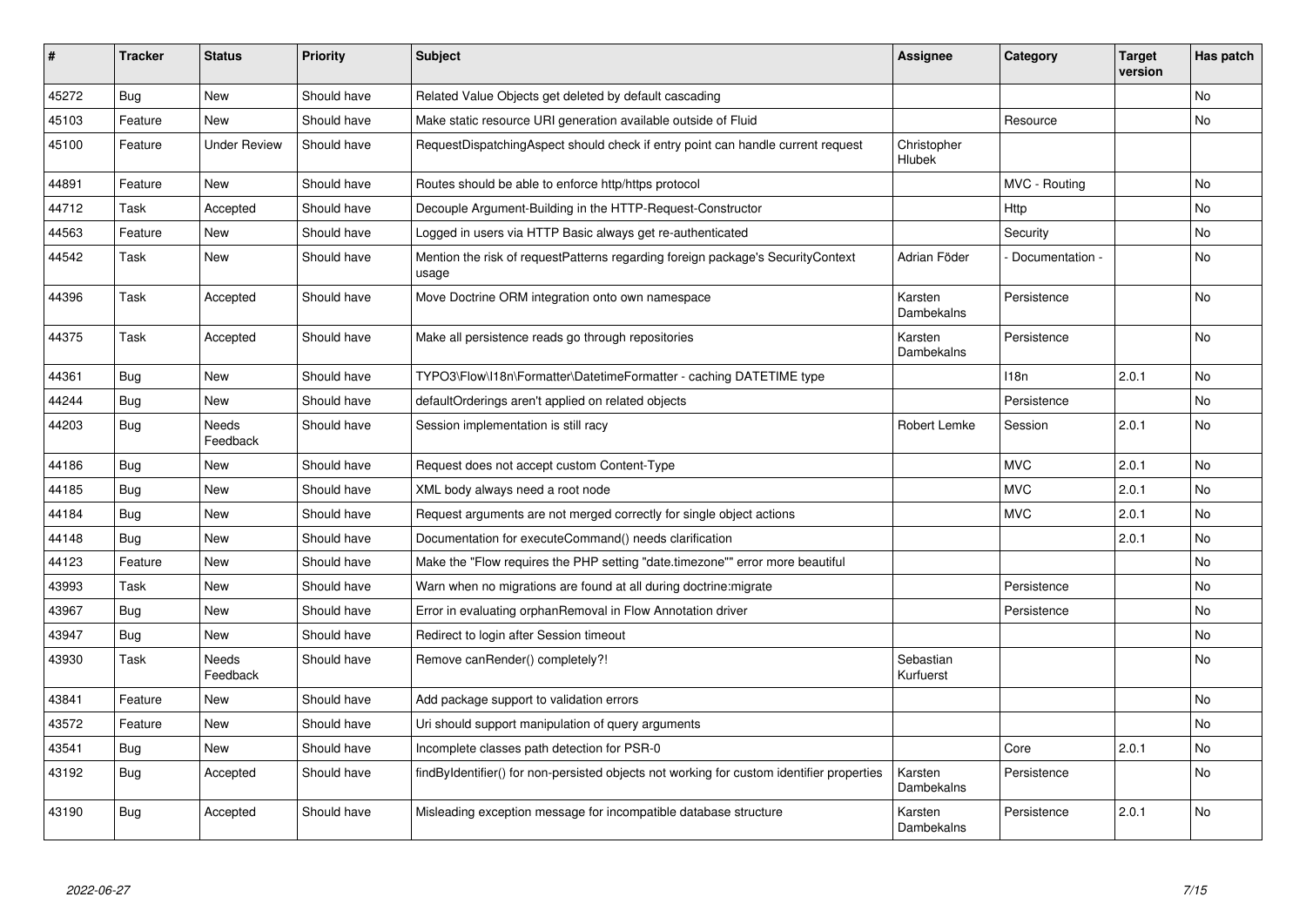| # | Tracker | Status | Priority | Subject | Assignee | Category | Target version | Has patch |
|---|---|---|---|---|---|---|---|---|
| 45272 | Bug | New | Should have | Related Value Objects get deleted by default cascading | | | | No |
| 45103 | Feature | New | Should have | Make static resource URI generation available outside of Fluid | | Resource | | No |
| 45100 | Feature | Under Review | Should have | RequestDispatchingAspect should check if entry point can handle current request | Christopher Hlubek | | | |
| 44891 | Feature | New | Should have | Routes should be able to enforce http/https protocol | | MVC - Routing | | No |
| 44712 | Task | Accepted | Should have | Decouple Argument-Building in the HTTP-Request-Constructor | | Http | | No |
| 44563 | Feature | New | Should have | Logged in users via HTTP Basic always get re-authenticated | | Security | | No |
| 44542 | Task | New | Should have | Mention the risk of requestPatterns regarding foreign package's SecurityContext usage | Adrian Föder | - Documentation - | | No |
| 44396 | Task | Accepted | Should have | Move Doctrine ORM integration onto own namespace | Karsten Dambekalns | Persistence | | No |
| 44375 | Task | Accepted | Should have | Make all persistence reads go through repositories | Karsten Dambekalns | Persistence | | No |
| 44361 | Bug | New | Should have | TYPO3\Flow\I18n\Formatter\DatetimeFormatter - caching DATETIME type | | I18n | 2.0.1 | No |
| 44244 | Bug | New | Should have | defaultOrderings aren't applied on related objects | | Persistence | | No |
| 44203 | Bug | Needs Feedback | Should have | Session implementation is still racy | Robert Lemke | Session | 2.0.1 | No |
| 44186 | Bug | New | Should have | Request does not accept custom Content-Type | | MVC | 2.0.1 | No |
| 44185 | Bug | New | Should have | XML body always need a root node | | MVC | 2.0.1 | No |
| 44184 | Bug | New | Should have | Request arguments are not merged correctly for single object actions | | MVC | 2.0.1 | No |
| 44148 | Bug | New | Should have | Documentation for executeCommand() needs clarification | | | 2.0.1 | No |
| 44123 | Feature | New | Should have | Make the "Flow requires the PHP setting "date.timezone"" error more beautiful | | | | No |
| 43993 | Task | New | Should have | Warn when no migrations are found at all during doctrine:migrate | | Persistence | | No |
| 43967 | Bug | New | Should have | Error in evaluating orphanRemoval in Flow Annotation driver | | Persistence | | No |
| 43947 | Bug | New | Should have | Redirect to login after Session timeout | | | | No |
| 43930 | Task | Needs Feedback | Should have | Remove canRender() completely?! | Sebastian Kurfuerst | | | No |
| 43841 | Feature | New | Should have | Add package support to validation errors | | | | No |
| 43572 | Feature | New | Should have | Uri should support manipulation of query arguments | | | | No |
| 43541 | Bug | New | Should have | Incomplete classes path detection for PSR-0 | | Core | 2.0.1 | No |
| 43192 | Bug | Accepted | Should have | findByIdentifier() for non-persisted objects not working for custom identifier properties | Karsten Dambekalns | Persistence | | No |
| 43190 | Bug | Accepted | Should have | Misleading exception message for incompatible database structure | Karsten Dambekalns | Persistence | 2.0.1 | No |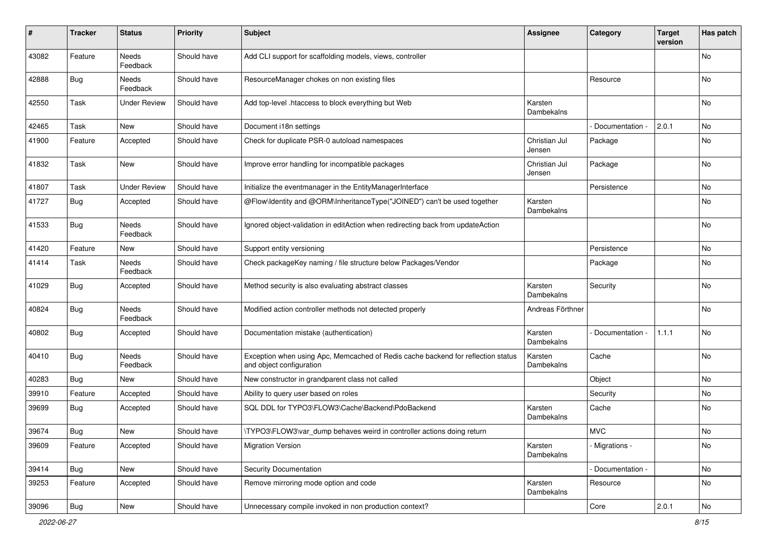| # | Tracker | Status | Priority | Subject | Assignee | Category | Target version | Has patch |
|---|---|---|---|---|---|---|---|---|
| 43082 | Feature | Needs Feedback | Should have | Add CLI support for scaffolding models, views, controller | | | | No |
| 42888 | Bug | Needs Feedback | Should have | ResourceManager chokes on non existing files | | Resource | | No |
| 42550 | Task | Under Review | Should have | Add top-level .htaccess to block everything but Web | Karsten Dambekalns | | | No |
| 42465 | Task | New | Should have | Document i18n settings | | - Documentation - | 2.0.1 | No |
| 41900 | Feature | Accepted | Should have | Check for duplicate PSR-0 autoload namespaces | Christian Jul Jensen | Package | | No |
| 41832 | Task | New | Should have | Improve error handling for incompatible packages | Christian Jul Jensen | Package | | No |
| 41807 | Task | Under Review | Should have | Initialize the eventmanager in the EntityManagerInterface | | Persistence | | No |
| 41727 | Bug | Accepted | Should have | @Flow\Identity and @ORM\InheritanceType("JOINED") can't be used together | Karsten Dambekalns | | | No |
| 41533 | Bug | Needs Feedback | Should have | Ignored object-validation in editAction when redirecting back from updateAction | | | | No |
| 41420 | Feature | New | Should have | Support entity versioning | | Persistence | | No |
| 41414 | Task | Needs Feedback | Should have | Check packageKey naming / file structure below Packages/Vendor | | Package | | No |
| 41029 | Bug | Accepted | Should have | Method security is also evaluating abstract classes | Karsten Dambekalns | Security | | No |
| 40824 | Bug | Needs Feedback | Should have | Modified action controller methods not detected properly | Andreas Förthner | | | No |
| 40802 | Bug | Accepted | Should have | Documentation mistake (authentication) | Karsten Dambekalns | - Documentation - | 1.1.1 | No |
| 40410 | Bug | Needs Feedback | Should have | Exception when using Apc, Memcached of Redis cache backend for reflection status and object configuration | Karsten Dambekalns | Cache | | No |
| 40283 | Bug | New | Should have | New constructor in grandparent class not called | | Object | | No |
| 39910 | Feature | Accepted | Should have | Ability to query user based on roles | | Security | | No |
| 39699 | Bug | Accepted | Should have | SQL DDL for TYPO3\FLOW3\Cache\Backend\PdoBackend | Karsten Dambekalns | Cache | | No |
| 39674 | Bug | New | Should have | \TYPO3\FLOW3\var_dump behaves weird in controller actions doing return | | MVC | | No |
| 39609 | Feature | Accepted | Should have | Migration Version | Karsten Dambekalns | - Migrations - | | No |
| 39414 | Bug | New | Should have | Security Documentation | | - Documentation - | | No |
| 39253 | Feature | Accepted | Should have | Remove mirroring mode option and code | Karsten Dambekalns | Resource | | No |
| 39096 | Bug | New | Should have | Unnecessary compile invoked in non production context? | | Core | 2.0.1 | No |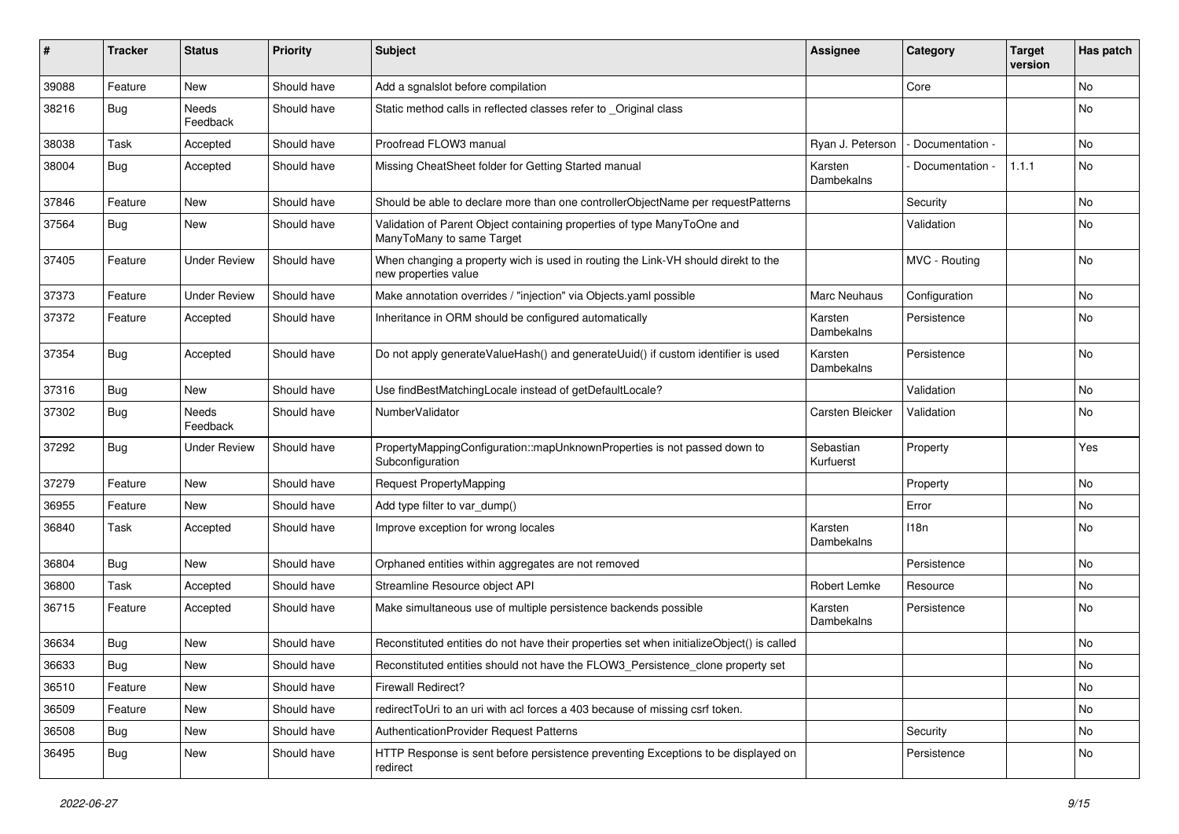| # | Tracker | Status | Priority | Subject | Assignee | Category | Target version | Has patch |
|---|---|---|---|---|---|---|---|---|
| 39088 | Feature | New | Should have | Add a sgnalslot before compilation | | Core | | No |
| 38216 | Bug | Needs Feedback | Should have | Static method calls in reflected classes refer to _Original class | | | | No |
| 38038 | Task | Accepted | Should have | Proofread FLOW3 manual | Ryan J. Peterson | - Documentation - | | No |
| 38004 | Bug | Accepted | Should have | Missing CheatSheet folder for Getting Started manual | Karsten Dambekalns | - Documentation - | 1.1.1 | No |
| 37846 | Feature | New | Should have | Should be able to declare more than one controllerObjectName per requestPatterns | | Security | | No |
| 37564 | Bug | New | Should have | Validation of Parent Object containing properties of type ManyToOne and ManyToMany to same Target | | Validation | | No |
| 37405 | Feature | Under Review | Should have | When changing a property wich is used in routing the Link-VH should direkt to the new properties value | | MVC - Routing | | No |
| 37373 | Feature | Under Review | Should have | Make annotation overrides / "injection" via Objects.yaml possible | Marc Neuhaus | Configuration | | No |
| 37372 | Feature | Accepted | Should have | Inheritance in ORM should be configured automatically | Karsten Dambekalns | Persistence | | No |
| 37354 | Bug | Accepted | Should have | Do not apply generateValueHash() and generateUuid() if custom identifier is used | Karsten Dambekalns | Persistence | | No |
| 37316 | Bug | New | Should have | Use findBestMatchingLocale instead of getDefaultLocale? | | Validation | | No |
| 37302 | Bug | Needs Feedback | Should have | NumberValidator | Carsten Bleicker | Validation | | No |
| 37292 | Bug | Under Review | Should have | PropertyMappingConfiguration::mapUnknownProperties is not passed down to Subconfiguration | Sebastian Kurfuerst | Property | | Yes |
| 37279 | Feature | New | Should have | Request PropertyMapping | | Property | | No |
| 36955 | Feature | New | Should have | Add type filter to var_dump() | | Error | | No |
| 36840 | Task | Accepted | Should have | Improve exception for wrong locales | Karsten Dambekalns | I18n | | No |
| 36804 | Bug | New | Should have | Orphaned entities within aggregates are not removed | | Persistence | | No |
| 36800 | Task | Accepted | Should have | Streamline Resource object API | Robert Lemke | Resource | | No |
| 36715 | Feature | Accepted | Should have | Make simultaneous use of multiple persistence backends possible | Karsten Dambekalns | Persistence | | No |
| 36634 | Bug | New | Should have | Reconstituted entities do not have their properties set when initializeObject() is called | | | | No |
| 36633 | Bug | New | Should have | Reconstituted entities should not have the FLOW3_Persistence_clone property set | | | | No |
| 36510 | Feature | New | Should have | Firewall Redirect? | | | | No |
| 36509 | Feature | New | Should have | redirectToUri to an uri with acl forces a 403 because of missing csrf token. | | | | No |
| 36508 | Bug | New | Should have | AuthenticationProvider Request Patterns | | Security | | No |
| 36495 | Bug | New | Should have | HTTP Response is sent before persistence preventing Exceptions to be displayed on redirect | | Persistence | | No |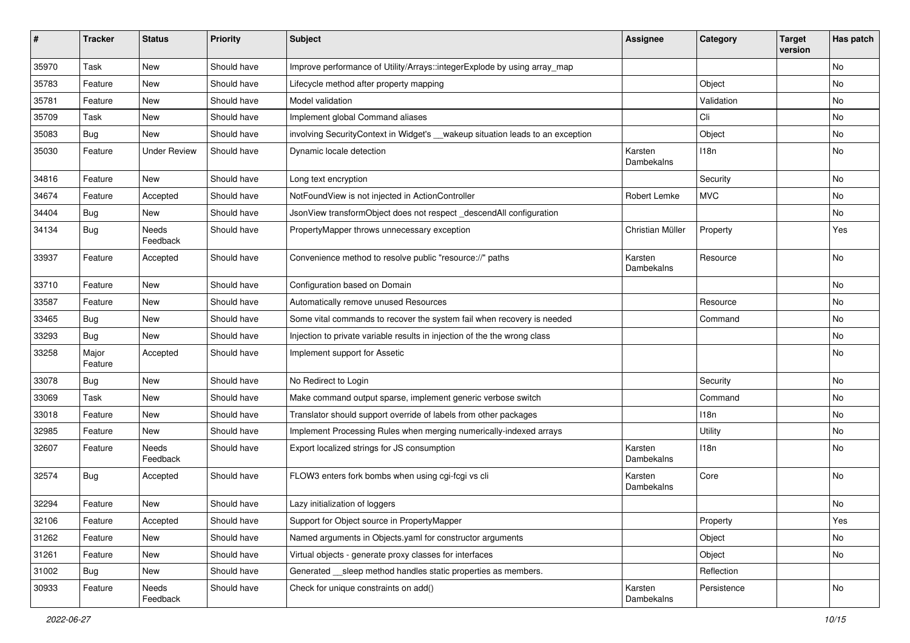| # | Tracker | Status | Priority | Subject | Assignee | Category | Target version | Has patch |
|---|---|---|---|---|---|---|---|---|
| 35970 | Task | New | Should have | Improve performance of Utility/Arrays::integerExplode by using array_map | | | | No |
| 35783 | Feature | New | Should have | Lifecycle method after property mapping | | Object | | No |
| 35781 | Feature | New | Should have | Model validation | | Validation | | No |
| 35709 | Task | New | Should have | Implement global Command aliases | | Cli | | No |
| 35083 | Bug | New | Should have | involving SecurityContext in Widget's __wakeup situation leads to an exception | | Object | | No |
| 35030 | Feature | Under Review | Should have | Dynamic locale detection | Karsten Dambekalns | I18n | | No |
| 34816 | Feature | New | Should have | Long text encryption | | Security | | No |
| 34674 | Feature | Accepted | Should have | NotFoundView is not injected in ActionController | Robert Lemke | MVC | | No |
| 34404 | Bug | New | Should have | JsonView transformObject does not respect _descendAll configuration | | | | No |
| 34134 | Bug | Needs Feedback | Should have | PropertyMapper throws unnecessary exception | Christian Müller | Property | | Yes |
| 33937 | Feature | Accepted | Should have | Convenience method to resolve public "resource://" paths | Karsten Dambekalns | Resource | | No |
| 33710 | Feature | New | Should have | Configuration based on Domain | | | | No |
| 33587 | Feature | New | Should have | Automatically remove unused Resources | | Resource | | No |
| 33465 | Bug | New | Should have | Some vital commands to recover the system fail when recovery is needed | | Command | | No |
| 33293 | Bug | New | Should have | Injection to private variable results in injection of the the wrong class | | | | No |
| 33258 | Major Feature | Accepted | Should have | Implement support for Assetic | | | | No |
| 33078 | Bug | New | Should have | No Redirect to Login | | Security | | No |
| 33069 | Task | New | Should have | Make command output sparse, implement generic verbose switch | | Command | | No |
| 33018 | Feature | New | Should have | Translator should support override of labels from other packages | | I18n | | No |
| 32985 | Feature | New | Should have | Implement Processing Rules when merging numerically-indexed arrays | | Utility | | No |
| 32607 | Feature | Needs Feedback | Should have | Export localized strings for JS consumption | Karsten Dambekalns | I18n | | No |
| 32574 | Bug | Accepted | Should have | FLOW3 enters fork bombs when using cgi-fcgi vs cli | Karsten Dambekalns | Core | | No |
| 32294 | Feature | New | Should have | Lazy initialization of loggers | | | | No |
| 32106 | Feature | Accepted | Should have | Support for Object source in PropertyMapper | | Property | | Yes |
| 31262 | Feature | New | Should have | Named arguments in Objects.yaml for constructor arguments | | Object | | No |
| 31261 | Feature | New | Should have | Virtual objects - generate proxy classes for interfaces | | Object | | No |
| 31002 | Bug | New | Should have | Generated __sleep method handles static properties as members. | | Reflection | | |
| 30933 | Feature | Needs Feedback | Should have | Check for unique constraints on add() | Karsten Dambekalns | Persistence | | No |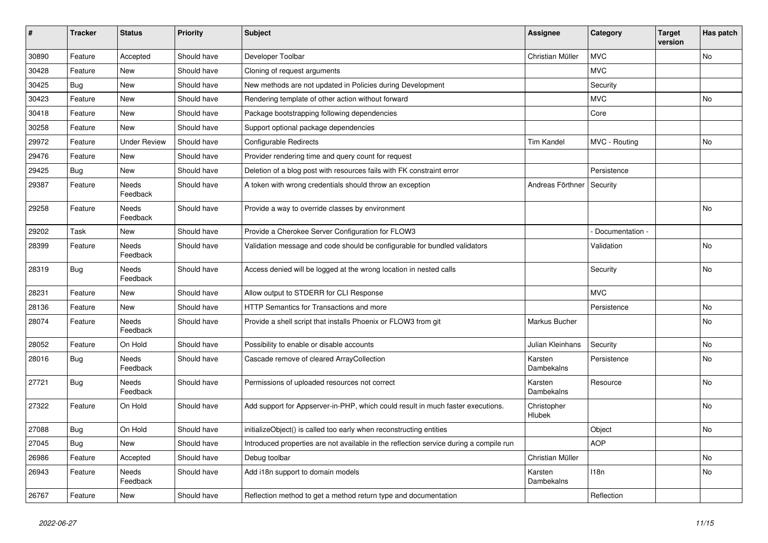| # | Tracker | Status | Priority | Subject | Assignee | Category | Target version | Has patch |
|---|---|---|---|---|---|---|---|---|
| 30890 | Feature | Accepted | Should have | Developer Toolbar | Christian Müller | MVC | | No |
| 30428 | Feature | New | Should have | Cloning of request arguments | | MVC | | |
| 30425 | Bug | New | Should have | New methods are not updated in Policies during Development | | Security | | |
| 30423 | Feature | New | Should have | Rendering template of other action without forward | | MVC | | No |
| 30418 | Feature | New | Should have | Package bootstrapping following dependencies | | Core | | |
| 30258 | Feature | New | Should have | Support optional package dependencies | | | | |
| 29972 | Feature | Under Review | Should have | Configurable Redirects | Tim Kandel | MVC - Routing | | No |
| 29476 | Feature | New | Should have | Provider rendering time and query count for request | | | | |
| 29425 | Bug | New | Should have | Deletion of a blog post with resources fails with FK constraint error | | Persistence | | |
| 29387 | Feature | Needs Feedback | Should have | A token with wrong credentials should throw an exception | Andreas Förthner | Security | | |
| 29258 | Feature | Needs Feedback | Should have | Provide a way to override classes by environment | | | | No |
| 29202 | Task | New | Should have | Provide a Cherokee Server Configuration for FLOW3 | | - Documentation - | | |
| 28399 | Feature | Needs Feedback | Should have | Validation message and code should be configurable for bundled validators | | Validation | | No |
| 28319 | Bug | Needs Feedback | Should have | Access denied will be logged at the wrong location in nested calls | | Security | | No |
| 28231 | Feature | New | Should have | Allow output to STDERR for CLI Response | | MVC | | |
| 28136 | Feature | New | Should have | HTTP Semantics for Transactions and more | | Persistence | | No |
| 28074 | Feature | Needs Feedback | Should have | Provide a shell script that installs Phoenix or FLOW3 from git | Markus Bucher | | | No |
| 28052 | Feature | On Hold | Should have | Possibility to enable or disable accounts | Julian Kleinhans | Security | | No |
| 28016 | Bug | Needs Feedback | Should have | Cascade remove of cleared ArrayCollection | Karsten Dambekalns | Persistence | | No |
| 27721 | Bug | Needs Feedback | Should have | Permissions of uploaded resources not correct | Karsten Dambekalns | Resource | | No |
| 27322 | Feature | On Hold | Should have | Add support for Appserver-in-PHP, which could result in much faster executions. | Christopher Hlubek | | | No |
| 27088 | Bug | On Hold | Should have | initializeObject() is called too early when reconstructing entities | | Object | | No |
| 27045 | Bug | New | Should have | Introduced properties are not available in the reflection service during a compile run | | AOP | | |
| 26986 | Feature | Accepted | Should have | Debug toolbar | Christian Müller | | | No |
| 26943 | Feature | Needs Feedback | Should have | Add i18n support to domain models | Karsten Dambekalns | I18n | | No |
| 26767 | Feature | New | Should have | Reflection method to get a method return type and documentation | | Reflection | | |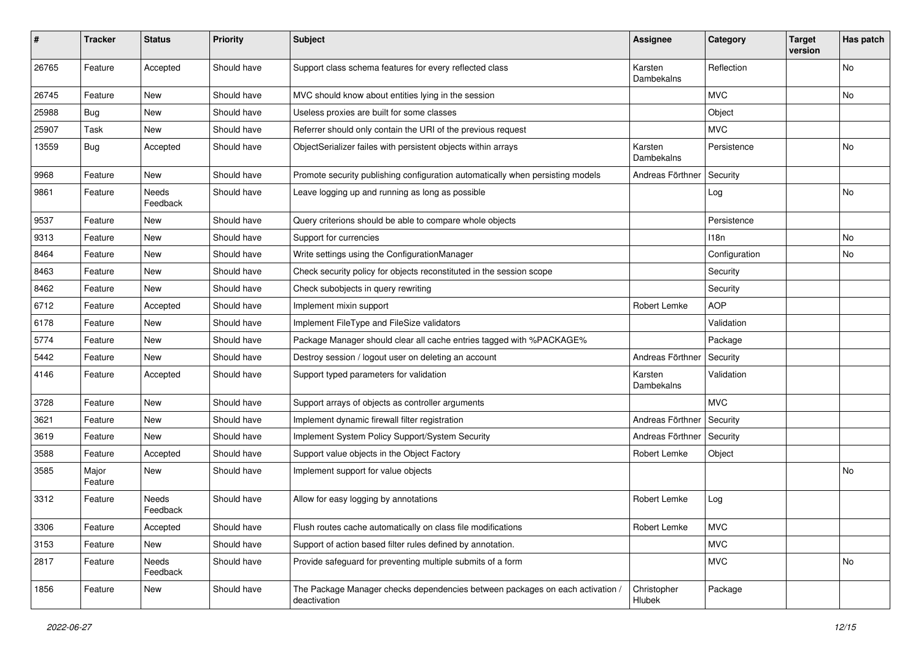| # | Tracker | Status | Priority | Subject | Assignee | Category | Target version | Has patch |
|---|---|---|---|---|---|---|---|---|
| 26765 | Feature | Accepted | Should have | Support class schema features for every reflected class | Karsten Dambekalns | Reflection | | No |
| 26745 | Feature | New | Should have | MVC should know about entities lying in the session | | MVC | | No |
| 25988 | Bug | New | Should have | Useless proxies are built for some classes | | Object | | |
| 25907 | Task | New | Should have | Referrer should only contain the URI of the previous request | | MVC | | |
| 13559 | Bug | Accepted | Should have | ObjectSerializer failes with persistent objects within arrays | Karsten Dambekalns | Persistence | | No |
| 9968 | Feature | New | Should have | Promote security publishing configuration automatically when persisting models | Andreas Förthner | Security | | |
| 9861 | Feature | Needs Feedback | Should have | Leave logging up and running as long as possible | | Log | | No |
| 9537 | Feature | New | Should have | Query criterions should be able to compare whole objects | | Persistence | | |
| 9313 | Feature | New | Should have | Support for currencies | | I18n | | No |
| 8464 | Feature | New | Should have | Write settings using the ConfigurationManager | | Configuration | | No |
| 8463 | Feature | New | Should have | Check security policy for objects reconstituted in the session scope | | Security | | |
| 8462 | Feature | New | Should have | Check subobjects in query rewriting | | Security | | |
| 6712 | Feature | Accepted | Should have | Implement mixin support | Robert Lemke | AOP | | |
| 6178 | Feature | New | Should have | Implement FileType and FileSize validators | | Validation | | |
| 5774 | Feature | New | Should have | Package Manager should clear all cache entries tagged with %PACKAGE% | | Package | | |
| 5442 | Feature | New | Should have | Destroy session / logout user on deleting an account | Andreas Förthner | Security | | |
| 4146 | Feature | Accepted | Should have | Support typed parameters for validation | Karsten Dambekalns | Validation | | |
| 3728 | Feature | New | Should have | Support arrays of objects as controller arguments | | MVC | | |
| 3621 | Feature | New | Should have | Implement dynamic firewall filter registration | Andreas Förthner | Security | | |
| 3619 | Feature | New | Should have | Implement System Policy Support/System Security | Andreas Förthner | Security | | |
| 3588 | Feature | Accepted | Should have | Support value objects in the Object Factory | Robert Lemke | Object | | |
| 3585 | Major Feature | New | Should have | Implement support for value objects | | | | No |
| 3312 | Feature | Needs Feedback | Should have | Allow for easy logging by annotations | Robert Lemke | Log | | |
| 3306 | Feature | Accepted | Should have | Flush routes cache automatically on class file modifications | Robert Lemke | MVC | | |
| 3153 | Feature | New | Should have | Support of action based filter rules defined by annotation. | | MVC | | |
| 2817 | Feature | Needs Feedback | Should have | Provide safeguard for preventing multiple submits of a form | | MVC | | No |
| 1856 | Feature | New | Should have | The Package Manager checks dependencies between packages on each activation / deactivation | Christopher Hlubek | Package | | |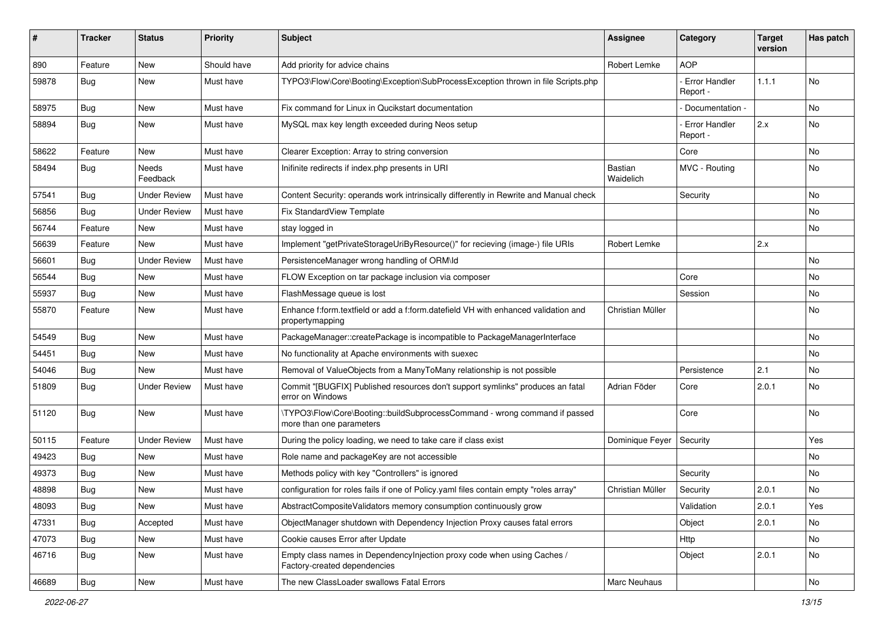| # | Tracker | Status | Priority | Subject | Assignee | Category | Target version | Has patch |
|---|---|---|---|---|---|---|---|---|
| 890 | Feature | New | Should have | Add priority for advice chains | Robert Lemke | AOP | | |
| 59878 | Bug | New | Must have | TYPO3\Flow\Core\Booting\Exception\SubProcessException thrown in file Scripts.php | | - Error Handler Report - | 1.1.1 | No |
| 58975 | Bug | New | Must have | Fix command for Linux in Qucikstart documentation | | - Documentation - | | No |
| 58894 | Bug | New | Must have | MySQL max key length exceeded during Neos setup | | - Error Handler Report - | 2.x | No |
| 58622 | Feature | New | Must have | Clearer Exception: Array to string conversion | | Core | | No |
| 58494 | Bug | Needs Feedback | Must have | Inifinite redirects if index.php presents in URI | Bastian Waidelich | MVC - Routing | | No |
| 57541 | Bug | Under Review | Must have | Content Security: operands work intrinsically differently in Rewrite and Manual check | | Security | | No |
| 56856 | Bug | Under Review | Must have | Fix StandardView Template | | | | No |
| 56744 | Feature | New | Must have | stay logged in | | | | No |
| 56639 | Feature | New | Must have | Implement "getPrivateStorageUriByResource()" for recieving (image-) file URIs | Robert Lemke | | 2.x | |
| 56601 | Bug | Under Review | Must have | PersistenceManager wrong handling of ORM\Id | | | | No |
| 56544 | Bug | New | Must have | FLOW Exception on tar package inclusion via composer | | Core | | No |
| 55937 | Bug | New | Must have | FlashMessage queue is lost | | Session | | No |
| 55870 | Feature | New | Must have | Enhance f:form.textfield or add a f:form.datefield VH with enhanced validation and propertymapping | Christian Müller | | | No |
| 54549 | Bug | New | Must have | PackageManager::createPackage is incompatible to PackageManagerInterface | | | | No |
| 54451 | Bug | New | Must have | No functionality at Apache environments with suexec | | | | No |
| 54046 | Bug | New | Must have | Removal of ValueObjects from a ManyToMany relationship is not possible | | Persistence | 2.1 | No |
| 51809 | Bug | Under Review | Must have | Commit "[BUGFIX] Published resources don't support symlinks" produces an fatal error on Windows | Adrian Föder | Core | 2.0.1 | No |
| 51120 | Bug | New | Must have | \TYPO3\Flow\Core\Booting::buildSubprocessCommand - wrong command if passed more than one parameters | | Core | | No |
| 50115 | Feature | Under Review | Must have | During the policy loading, we need to take care if class exist | Dominique Feyer | Security | | Yes |
| 49423 | Bug | New | Must have | Role name and packageKey are not accessible | | | | No |
| 49373 | Bug | New | Must have | Methods policy with key "Controllers" is ignored | | Security | | No |
| 48898 | Bug | New | Must have | configuration for roles fails if one of Policy.yaml files contain empty "roles array" | Christian Müller | Security | 2.0.1 | No |
| 48093 | Bug | New | Must have | AbstractCompositeValidators memory consumption continuously grow | | Validation | 2.0.1 | Yes |
| 47331 | Bug | Accepted | Must have | ObjectManager shutdown with Dependency Injection Proxy causes fatal errors | | Object | 2.0.1 | No |
| 47073 | Bug | New | Must have | Cookie causes Error after Update | | Http | | No |
| 46716 | Bug | New | Must have | Empty class names in DependencyInjection proxy code when using Caches / Factory-created dependencies | | Object | 2.0.1 | No |
| 46689 | Bug | New | Must have | The new ClassLoader swallows Fatal Errors | Marc Neuhaus | | | No |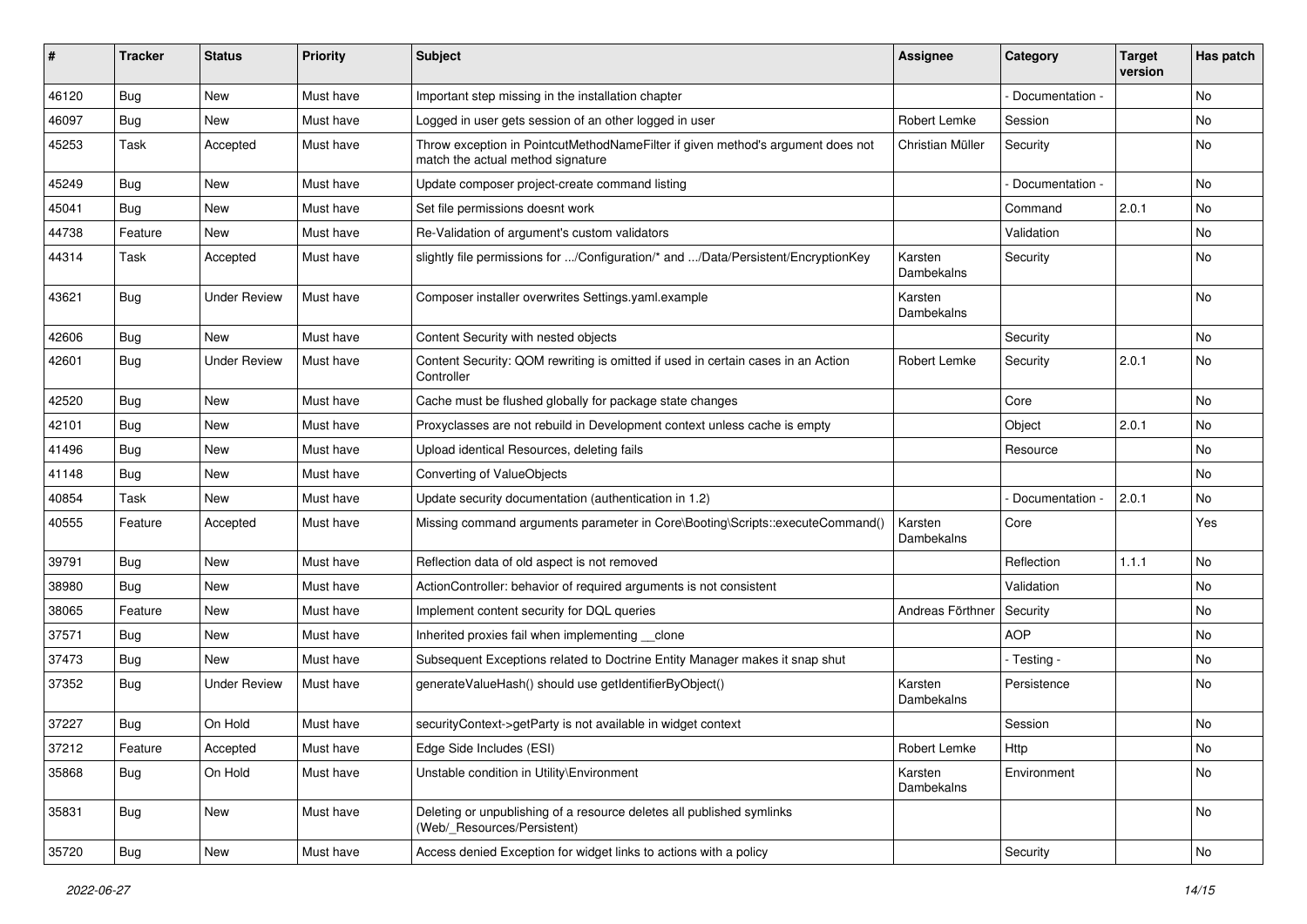| # | Tracker | Status | Priority | Subject | Assignee | Category | Target version | Has patch |
|---|---|---|---|---|---|---|---|---|
| 46120 | Bug | New | Must have | Important step missing in the installation chapter | | - Documentation - | | No |
| 46097 | Bug | New | Must have | Logged in user gets session of an other logged in user | Robert Lemke | Session | | No |
| 45253 | Task | Accepted | Must have | Throw exception in PointcutMethodNameFilter if given method's argument does not match the actual method signature | Christian Müller | Security | | No |
| 45249 | Bug | New | Must have | Update composer project-create command listing | | - Documentation - | | No |
| 45041 | Bug | New | Must have | Set file permissions doesnt work | | Command | 2.0.1 | No |
| 44738 | Feature | New | Must have | Re-Validation of argument's custom validators | | Validation | | No |
| 44314 | Task | Accepted | Must have | slightly file permissions for .../Configuration/* and .../Data/Persistent/EncryptionKey | Karsten Dambekalns | Security | | No |
| 43621 | Bug | Under Review | Must have | Composer installer overwrites Settings.yaml.example | Karsten Dambekalns | | | No |
| 42606 | Bug | New | Must have | Content Security with nested objects | | Security | | No |
| 42601 | Bug | Under Review | Must have | Content Security: QOM rewriting is omitted if used in certain cases in an Action Controller | Robert Lemke | Security | 2.0.1 | No |
| 42520 | Bug | New | Must have | Cache must be flushed globally for package state changes | | Core | | No |
| 42101 | Bug | New | Must have | Proxyclasses are not rebuild in Development context unless cache is empty | | Object | 2.0.1 | No |
| 41496 | Bug | New | Must have | Upload identical Resources, deleting fails | | Resource | | No |
| 41148 | Bug | New | Must have | Converting of ValueObjects | | | | No |
| 40854 | Task | New | Must have | Update security documentation (authentication in 1.2) | | - Documentation - | 2.0.1 | No |
| 40555 | Feature | Accepted | Must have | Missing command arguments parameter in Core\Booting\Scripts::executeCommand() | Karsten Dambekalns | Core | | Yes |
| 39791 | Bug | New | Must have | Reflection data of old aspect is not removed | | Reflection | 1.1.1 | No |
| 38980 | Bug | New | Must have | ActionController: behavior of required arguments is not consistent | | Validation | | No |
| 38065 | Feature | New | Must have | Implement content security for DQL queries | Andreas Förthner | Security | | No |
| 37571 | Bug | New | Must have | Inherited proxies fail when implementing __clone | | AOP | | No |
| 37473 | Bug | New | Must have | Subsequent Exceptions related to Doctrine Entity Manager makes it snap shut | | - Testing - | | No |
| 37352 | Bug | Under Review | Must have | generateValueHash() should use getIdentifierByObject() | Karsten Dambekalns | Persistence | | No |
| 37227 | Bug | On Hold | Must have | securityContext->getParty is not available in widget context | | Session | | No |
| 37212 | Feature | Accepted | Must have | Edge Side Includes (ESI) | Robert Lemke | Http | | No |
| 35868 | Bug | On Hold | Must have | Unstable condition in Utility\Environment | Karsten Dambekalns | Environment | | No |
| 35831 | Bug | New | Must have | Deleting or unpublishing of a resource deletes all published symlinks (Web/_Resources/Persistent) | | | | No |
| 35720 | Bug | New | Must have | Access denied Exception for widget links to actions with a policy | | Security | | No |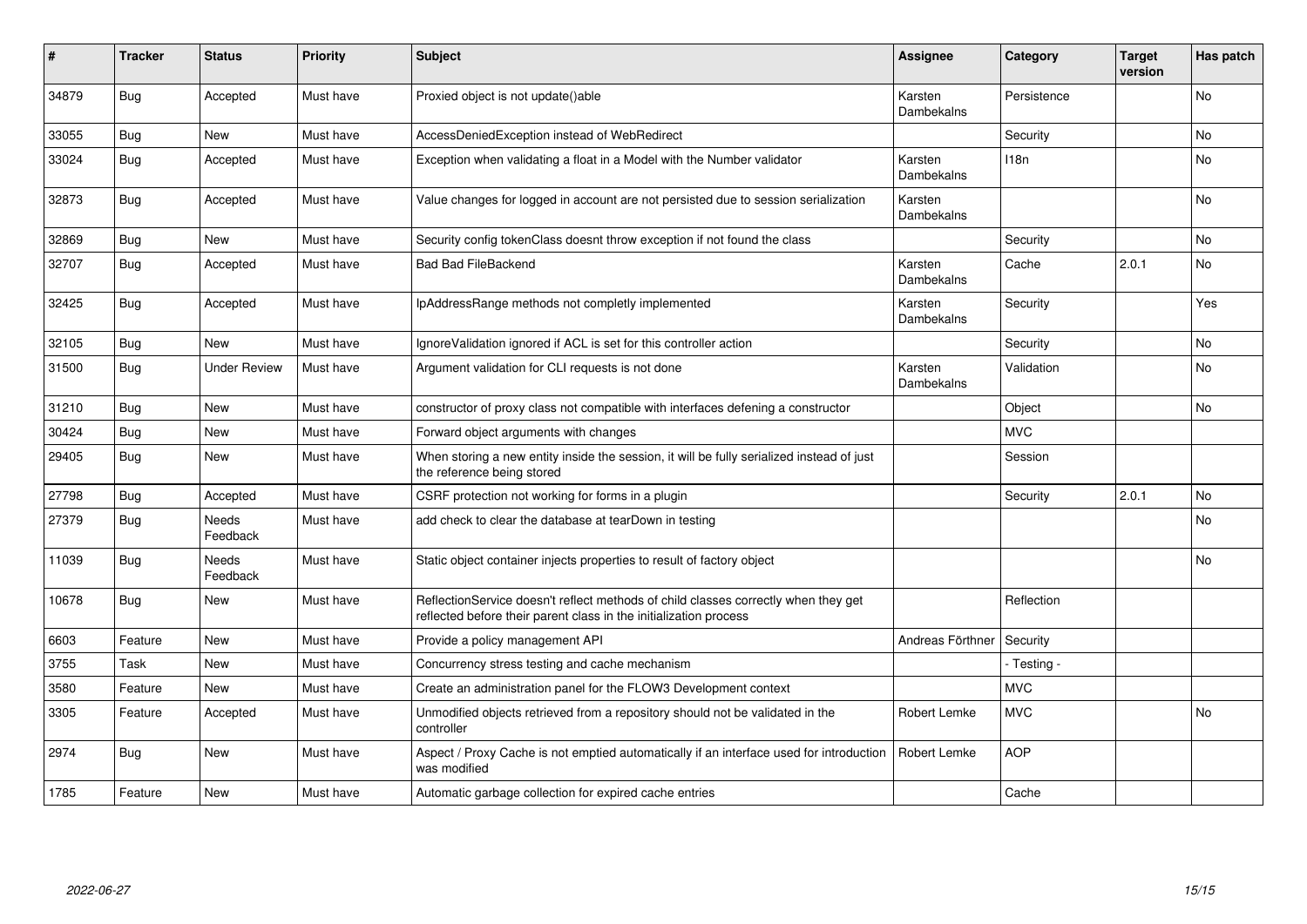| # | Tracker | Status | Priority | Subject | Assignee | Category | Target version | Has patch |
|---|---|---|---|---|---|---|---|---|
| 34879 | Bug | Accepted | Must have | Proxied object is not update()able | Karsten Dambekalns | Persistence | | No |
| 33055 | Bug | New | Must have | AccessDeniedException instead of WebRedirect | | Security | | No |
| 33024 | Bug | Accepted | Must have | Exception when validating a float in a Model with the Number validator | Karsten Dambekalns | I18n | | No |
| 32873 | Bug | Accepted | Must have | Value changes for logged in account are not persisted due to session serialization | Karsten Dambekalns | | | No |
| 32869 | Bug | New | Must have | Security config tokenClass doesnt throw exception if not found the class | | Security | | No |
| 32707 | Bug | Accepted | Must have | Bad Bad FileBackend | Karsten Dambekalns | Cache | 2.0.1 | No |
| 32425 | Bug | Accepted | Must have | IpAddressRange methods not completly implemented | Karsten Dambekalns | Security | | Yes |
| 32105 | Bug | New | Must have | IgnoreValidation ignored if ACL is set for this controller action | | Security | | No |
| 31500 | Bug | Under Review | Must have | Argument validation for CLI requests is not done | Karsten Dambekalns | Validation | | No |
| 31210 | Bug | New | Must have | constructor of proxy class not compatible with interfaces defening a constructor | | Object | | No |
| 30424 | Bug | New | Must have | Forward object arguments with changes | | MVC | | |
| 29405 | Bug | New | Must have | When storing a new entity inside the session, it will be fully serialized instead of just the reference being stored | | Session | | |
| 27798 | Bug | Accepted | Must have | CSRF protection not working for forms in a plugin | | Security | 2.0.1 | No |
| 27379 | Bug | Needs Feedback | Must have | add check to clear the database at tearDown in testing | | | | No |
| 11039 | Bug | Needs Feedback | Must have | Static object container injects properties to result of factory object | | | | No |
| 10678 | Bug | New | Must have | ReflectionService doesn't reflect methods of child classes correctly when they get reflected before their parent class in the initialization process | | Reflection | | |
| 6603 | Feature | New | Must have | Provide a policy management API | Andreas Förthner | Security | | |
| 3755 | Task | New | Must have | Concurrency stress testing and cache mechanism | | - Testing - | | |
| 3580 | Feature | New | Must have | Create an administration panel for the FLOW3 Development context | | MVC | | |
| 3305 | Feature | Accepted | Must have | Unmodified objects retrieved from a repository should not be validated in the controller | Robert Lemke | MVC | | No |
| 2974 | Bug | New | Must have | Aspect / Proxy Cache is not emptied automatically if an interface used for introduction was modified | Robert Lemke | AOP | | |
| 1785 | Feature | New | Must have | Automatic garbage collection for expired cache entries | | Cache | | |